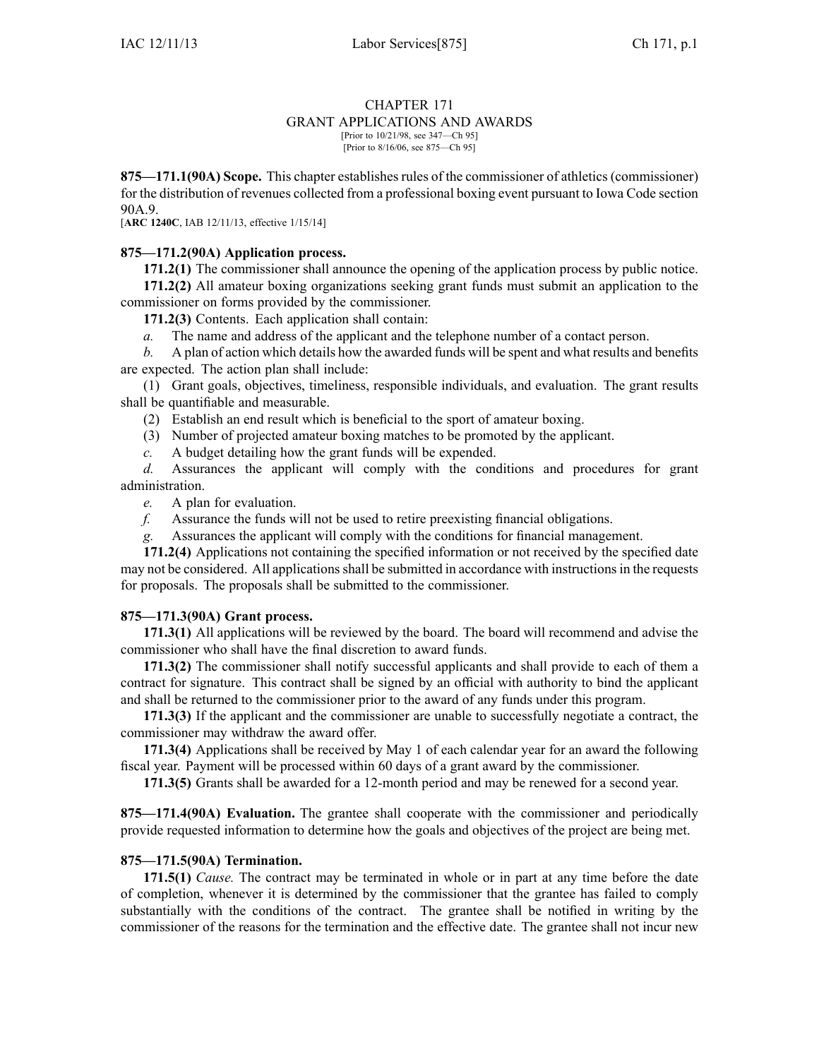# CHAPTER 171
## GRANT APPLICATIONS AND AWARDS

[Prior to 10/21/98, see 347—Ch 95]
[Prior to 8/16/06, see 875—Ch 95]

**875—171.1(90A) Scope.** This chapter establishes rules of the commissioner of athletics (commissioner) for the distribution of revenues collected from a professional boxing event pursuant to Iowa Code section 90A.9.
[**ARC 1240C**, IAB 12/11/13, effective 1/15/14]

**875—171.2(90A) Application process.**

**171.2(1)** The commissioner shall announce the opening of the application process by public notice.

**171.2(2)** All amateur boxing organizations seeking grant funds must submit an application to the commissioner on forms provided by the commissioner.

**171.2(3)** Contents. Each application shall contain:

*a.* The name and address of the applicant and the telephone number of a contact person.

*b.* A plan of action which details how the awarded funds will be spent and what results and benefits are expected. The action plan shall include:

(1) Grant goals, objectives, timeliness, responsible individuals, and evaluation. The grant results shall be quantifiable and measurable.

(2) Establish an end result which is beneficial to the sport of amateur boxing.

(3) Number of projected amateur boxing matches to be promoted by the applicant.

*c.* A budget detailing how the grant funds will be expended.

*d.* Assurances the applicant will comply with the conditions and procedures for grant administration.

*e.* A plan for evaluation.

*f.* Assurance the funds will not be used to retire preexisting financial obligations.

*g.* Assurances the applicant will comply with the conditions for financial management.

**171.2(4)** Applications not containing the specified information or not received by the specified date may not be considered. All applications shall be submitted in accordance with instructions in the requests for proposals. The proposals shall be submitted to the commissioner.

**875—171.3(90A) Grant process.**

**171.3(1)** All applications will be reviewed by the board. The board will recommend and advise the commissioner who shall have the final discretion to award funds.

**171.3(2)** The commissioner shall notify successful applicants and shall provide to each of them a contract for signature. This contract shall be signed by an official with authority to bind the applicant and shall be returned to the commissioner prior to the award of any funds under this program.

**171.3(3)** If the applicant and the commissioner are unable to successfully negotiate a contract, the commissioner may withdraw the award offer.

**171.3(4)** Applications shall be received by May 1 of each calendar year for an award the following fiscal year. Payment will be processed within 60 days of a grant award by the commissioner.

**171.3(5)** Grants shall be awarded for a 12-month period and may be renewed for a second year.

**875—171.4(90A) Evaluation.** The grantee shall cooperate with the commissioner and periodically provide requested information to determine how the goals and objectives of the project are being met.

**875—171.5(90A) Termination.**

**171.5(1)** *Cause.* The contract may be terminated in whole or in part at any time before the date of completion, whenever it is determined by the commissioner that the grantee has failed to comply substantially with the conditions of the contract. The grantee shall be notified in writing by the commissioner of the reasons for the termination and the effective date. The grantee shall not incur new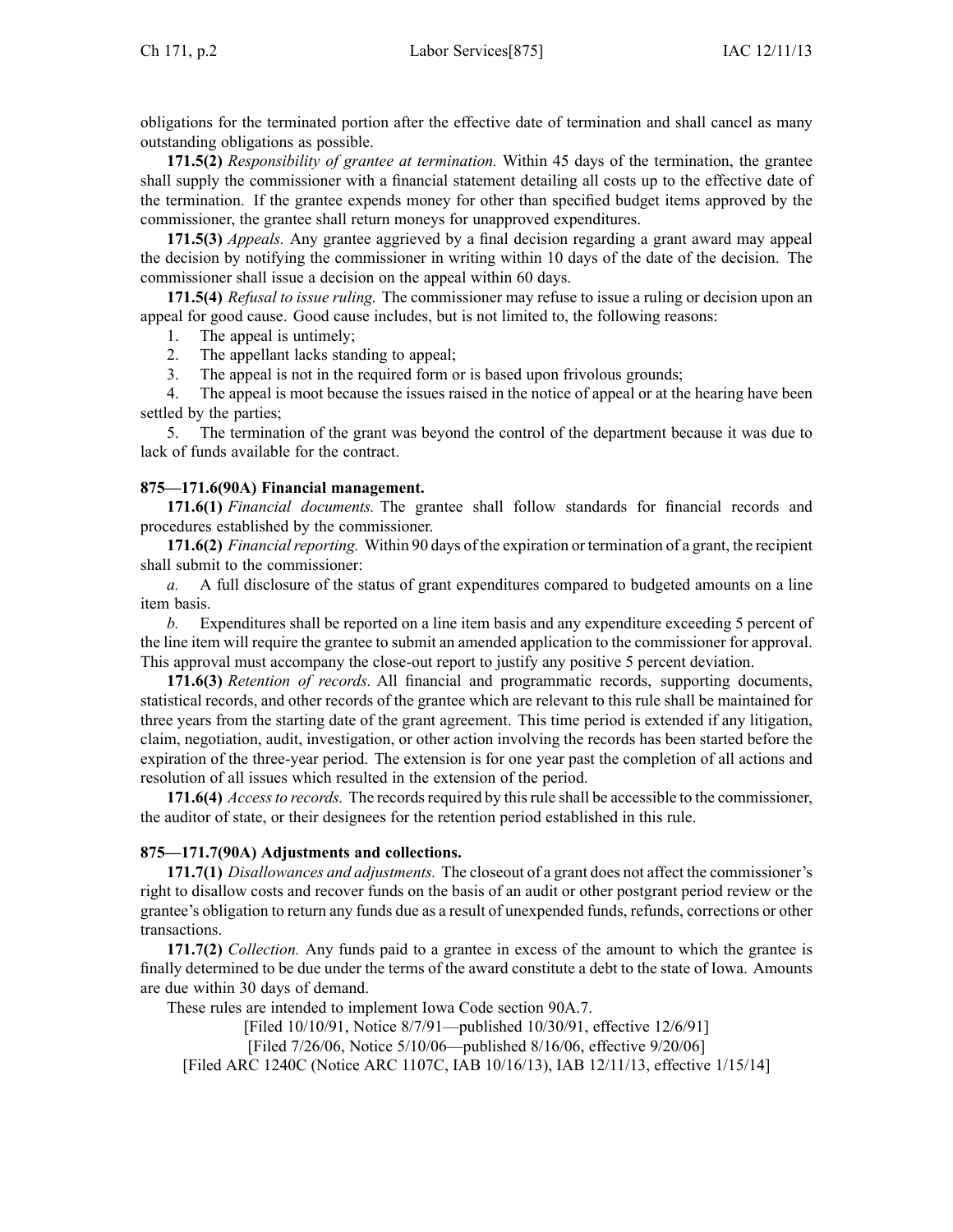obligations for the terminated portion after the effective date of termination and shall cancel as many outstanding obligations as possible.

**171.5(2)** *Responsibility of grantee at termination.* Within 45 days of the termination, the grantee shall supply the commissioner with a financial statement detailing all costs up to the effective date of the termination. If the grantee expends money for other than specified budget items approved by the commissioner, the grantee shall return moneys for unapproved expenditures.

**171.5(3)** *Appeals.* Any grantee aggrieved by a final decision regarding a grant award may appeal the decision by notifying the commissioner in writing within 10 days of the date of the decision. The commissioner shall issue a decision on the appeal within 60 days.

**171.5(4)** *Refusal to issue ruling.* The commissioner may refuse to issue a ruling or decision upon an appeal for good cause. Good cause includes, but is not limited to, the following reasons:

1. The appeal is untimely;
2. The appellant lacks standing to appeal;
3. The appeal is not in the required form or is based upon frivolous grounds;
4. The appeal is moot because the issues raised in the notice of appeal or at the hearing have been settled by the parties;
5. The termination of the grant was beyond the control of the department because it was due to lack of funds available for the contract.

### 875—171.6(90A) Financial management.

**171.6(1)** *Financial documents.* The grantee shall follow standards for financial records and procedures established by the commissioner.

**171.6(2)** *Financial reporting.* Within 90 days of the expiration or termination of a grant, the recipient shall submit to the commissioner:

*a.* A full disclosure of the status of grant expenditures compared to budgeted amounts on a line item basis.

*b.* Expenditures shall be reported on a line item basis and any expenditure exceeding 5 percent of the line item will require the grantee to submit an amended application to the commissioner for approval. This approval must accompany the close-out report to justify any positive 5 percent deviation.

**171.6(3)** *Retention of records.* All financial and programmatic records, supporting documents, statistical records, and other records of the grantee which are relevant to this rule shall be maintained for three years from the starting date of the grant agreement. This time period is extended if any litigation, claim, negotiation, audit, investigation, or other action involving the records has been started before the expiration of the three-year period. The extension is for one year past the completion of all actions and resolution of all issues which resulted in the extension of the period.

**171.6(4)** *Access to records.* The records required by this rule shall be accessible to the commissioner, the auditor of state, or their designees for the retention period established in this rule.

### 875—171.7(90A) Adjustments and collections.

**171.7(1)** *Disallowances and adjustments.* The closeout of a grant does not affect the commissioner's right to disallow costs and recover funds on the basis of an audit or other postgrant period review or the grantee's obligation to return any funds due as a result of unexpended funds, refunds, corrections or other transactions.

**171.7(2)** *Collection.* Any funds paid to a grantee in excess of the amount to which the grantee is finally determined to be due under the terms of the award constitute a debt to the state of Iowa. Amounts are due within 30 days of demand.

These rules are intended to implement Iowa Code section 90A.7.

[Filed 10/10/91, Notice 8/7/91—published 10/30/91, effective 12/6/91]

[Filed 7/26/06, Notice 5/10/06—published 8/16/06, effective 9/20/06]

[Filed ARC 1240C (Notice ARC 1107C, IAB 10/16/13), IAB 12/11/13, effective 1/15/14]